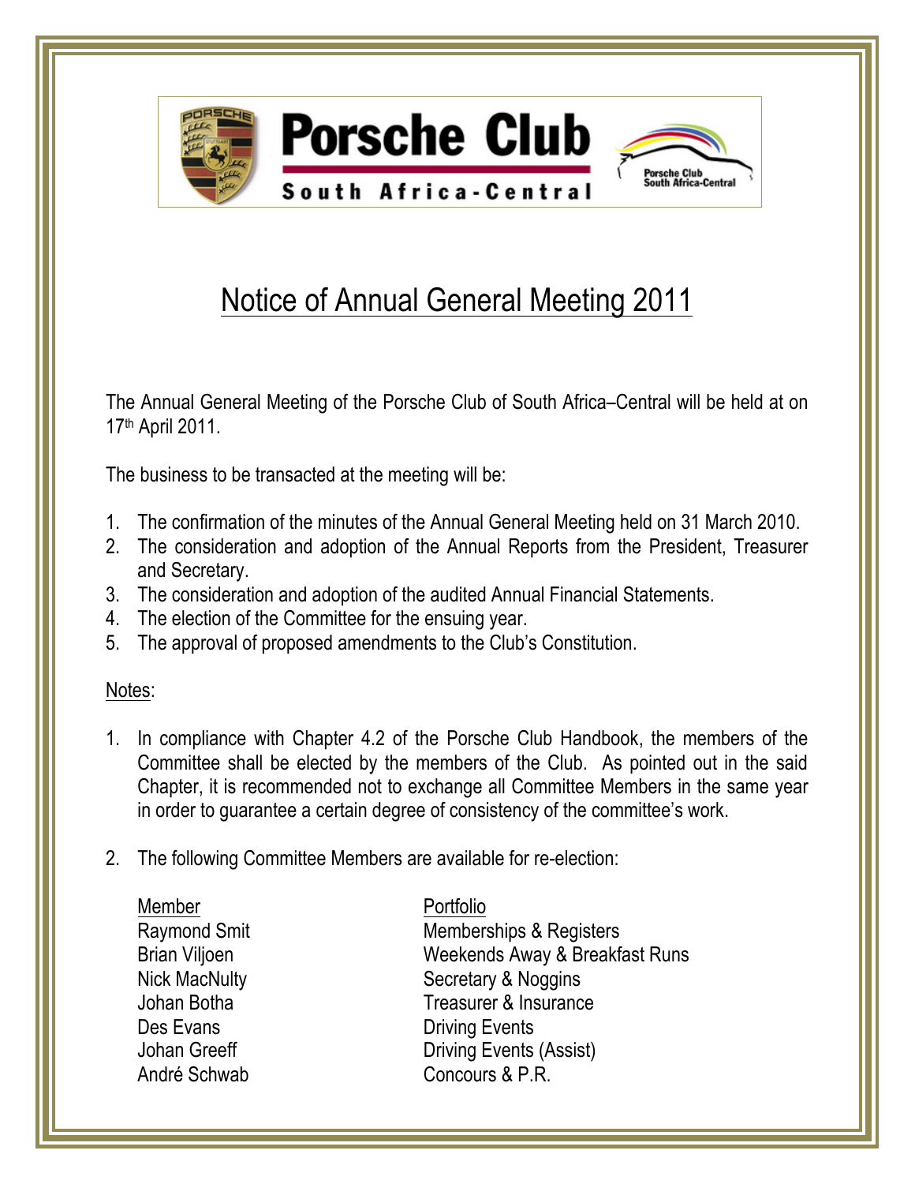Porsche Club

South Africa-Central

# Notice of Annual General Meeting 2011

The Annual General Meeting of the Porsche Club of South Africa–Central will be held at on 17th April 2011.

The business to be transacted at the meeting will be:

1. The confirmation of the minutes of the Annual General Meeting held on 31 March 2010.
2. The consideration and adoption of the Annual Reports from the President, Treasurer and Secretary.
3. The consideration and adoption of the audited Annual Financial Statements.
4. The election of the Committee for the ensuing year.
5. The approval of proposed amendments to the Club's Constitution.

Notes:

1. In compliance with Chapter 4.2 of the Porsche Club Handbook, the members of the Committee shall be elected by the members of the Club. As pointed out in the said Chapter, it is recommended not to exchange all Committee Members in the same year in order to guarantee a certain degree of consistency of the committee's work.

2. The following Committee Members are available for re-election:

| Member | Portfolio |
|---|---|
| Raymond Smit | Memberships & Registers |
| Brian Viljoen | Weekends Away & Breakfast Runs |
| Nick MacNulty | Secretary & Noggins |
| Johan Botha | Treasurer & Insurance |
| Des Evans | Driving Events |
| Johan Greeff | Driving Events (Assist) |
| André Schwab | Concours & P.R. |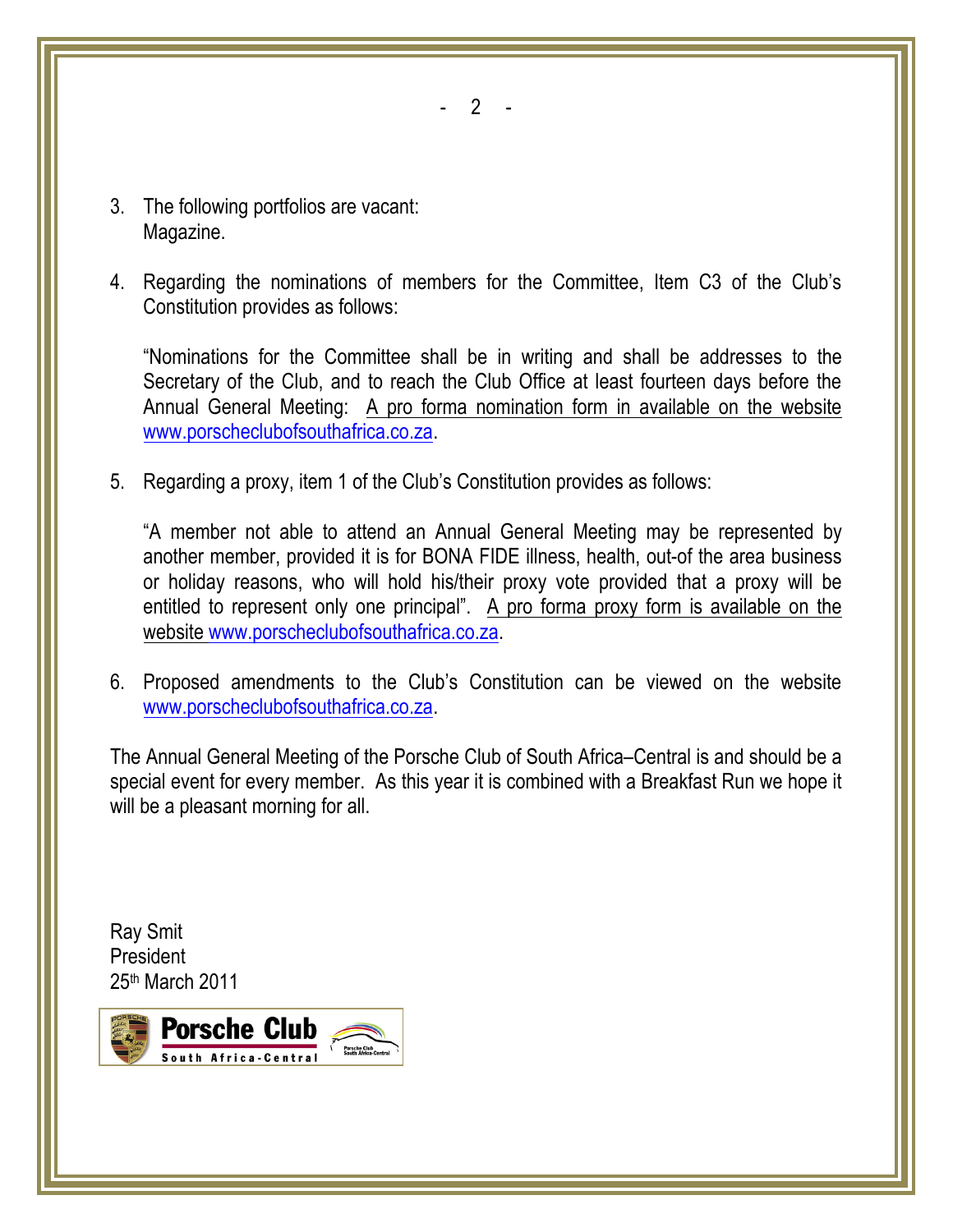3. The following portfolios are vacant:
   Magazine.

4. Regarding the nominations of members for the Committee, Item C3 of the Club's Constitution provides as follows:

   "Nominations for the Committee shall be in writing and shall be addresses to the Secretary of the Club, and to reach the Club Office at least fourteen days before the Annual General Meeting: A pro forma nomination form in available on the website www.porscheclubofsouthafrica.co.za.

5. Regarding a proxy, item 1 of the Club's Constitution provides as follows:

   "A member not able to attend an Annual General Meeting may be represented by another member, provided it is for BONA FIDE illness, health, out-of the area business or holiday reasons, who will hold his/their proxy vote provided that a proxy will be entitled to represent only one principal". A pro forma proxy form is available on the website www.porscheclubofsouthafrica.co.za.

6. Proposed amendments to the Club's Constitution can be viewed on the website www.porscheclubofsouthafrica.co.za.

The Annual General Meeting of the Porsche Club of South Africa–Central is and should be a special event for every member. As this year it is combined with a Breakfast Run we hope it will be a pleasant morning for all.

Ray Smit
President
25th March 2011

Porsche Club
South Africa-Central